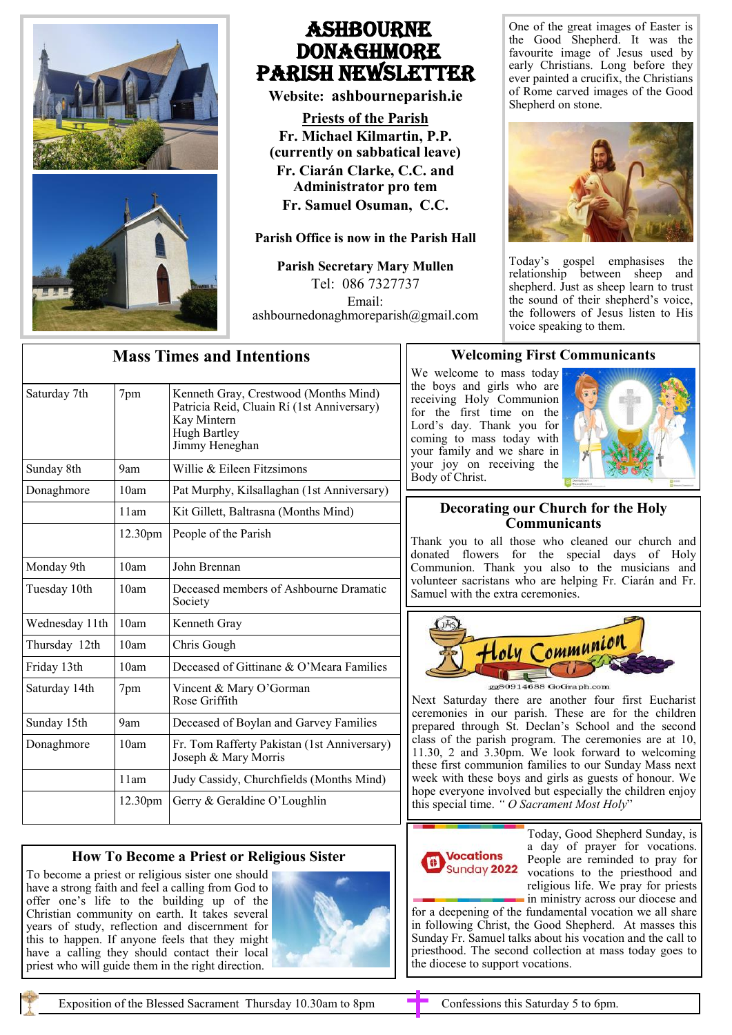# Ashbourne Donaghmore Parish Newsletter

**Website: ashbourneparish.ie**

**Priests of the Parish**

**Fr. Michael Kilmartin, P.P. (currently on sabbatical leave)**
**Fr. Ciarán Clarke, C.C. and Administrator pro tem**
**Fr. Samuel Osuman, C.C.**

**Parish Office is now in the Parish Hall**

**Parish Secretary Mary Mullen**
Tel: 086 7327737
Email: ashbournedonaghmoreparish@gmail.com

One of the great images of Easter is the Good Shepherd. It was the favourite image of Jesus used by early Christians. Long before they ever painted a crucifix, the Christians of Rome carved images of the Good Shepherd on stone.

Today's gospel emphasises the relationship between sheep and shepherd. Just as sheep learn to trust the sound of their shepherd's voice, the followers of Jesus listen to His voice speaking to them.

## Mass Times and Intentions

| | | |
|---|---|---|
| Saturday 7th | 7pm | Kenneth Gray, Crestwood (Months Mind)<br>Patricia Reid, Cluain Rí (1st Anniversary)<br>Kay Mintern<br>Hugh Bartley<br>Jimmy Heneghan |
| Sunday 8th | 9am | Willie & Eileen Fitzsimons |
| Donaghmore | 10am | Pat Murphy, Kilsallaghan (1st Anniversary) |
| | 11am | Kit Gillett, Baltrasna (Months Mind) |
| | 12.30pm | People of the Parish |
| Monday 9th | 10am | John Brennan |
| Tuesday 10th | 10am | Deceased members of Ashbourne Dramatic Society |
| Wednesday 11th | 10am | Kenneth Gray |
| Thursday 12th | 10am | Chris Gough |
| Friday 13th | 10am | Deceased of Gittinane & O'Meara Families |
| Saturday 14th | 7pm | Vincent & Mary O'Gorman<br>Rose Griffith |
| Sunday 15th | 9am | Deceased of Boylan and Garvey Families |
| Donaghmore | 10am | Fr. Tom Rafferty Pakistan (1st Anniversary)<br>Joseph & Mary Morris |
| | 11am | Judy Cassidy, Churchfields (Months Mind) |
| | 12.30pm | Gerry & Geraldine O'Loughlin |

## How To Become a Priest or Religious Sister

To become a priest or religious sister one should have a strong faith and feel a calling from God to offer one's life to the building up of the Christian community on earth. It takes several years of study, reflection and discernment for this to happen. If anyone feels that they might have a calling they should contact their local priest who will guide them in the right direction.

## Welcoming First Communicants

We welcome to mass today the boys and girls who are receiving Holy Communion for the first time on the Lord's day. Thank you for coming to mass today with your family and we share in your joy on receiving the Body of Christ.

## Decorating our Church for the Holy Communicants

Thank you to all those who cleaned our church and donated flowers for the special days of Holy Communion. Thank you also to the musicians and volunteer sacristans who are helping Fr. Ciarán and Fr. Samuel with the extra ceremonies.

## Holy Communion

Next Saturday there are another four first Eucharist ceremonies in our parish. These are for the children prepared through St. Declan's School and the second class of the parish program. The ceremonies are at 10, 11.30, 2 and 3.30pm. We look forward to welcoming these first communion families to our Sunday Mass next week with these boys and girls as guests of honour. We hope everyone involved but especially the children enjoy this special time. *"O Sacrament Most Holy"*

## Vocations Sunday 2022

Today, Good Shepherd Sunday, is a day of prayer for vocations. People are reminded to pray for vocations to the priesthood and religious life. We pray for priests in ministry across our diocese and for a deepening of the fundamental vocation we all share in following Christ, the Good Shepherd. At masses this Sunday Fr. Samuel talks about his vocation and the call to priesthood. The second collection at mass today goes to the diocese to support vocations.

Exposition of the Blessed Sacrament Thursday 10.30am to 8pm

Confessions this Saturday 5 to 6pm.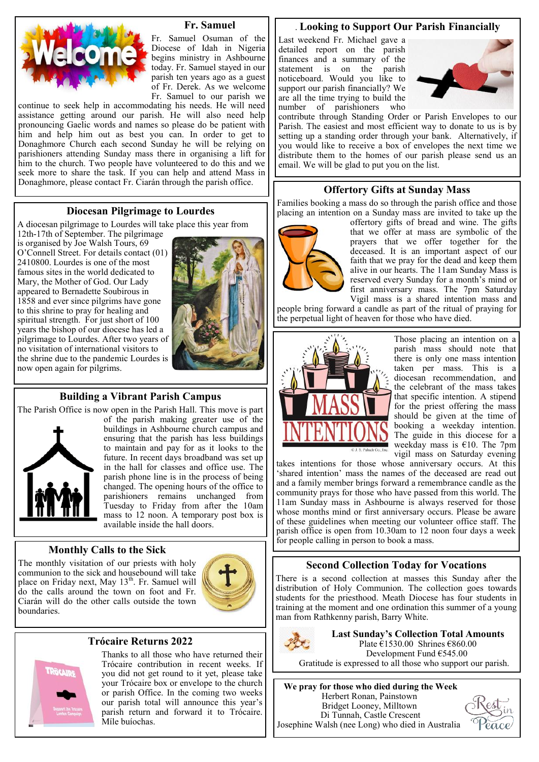## Fr. Samuel

Fr. Samuel Osuman of the Diocese of Idah in Nigeria begins ministry in Ashbourne today. Fr. Samuel stayed in our parish ten years ago as a guest of Fr. Derek. As we welcome Fr. Samuel to our parish we continue to seek help in accommodating his needs. He will need assistance getting around our parish. He will also need help pronouncing Gaelic words and names so please do be patient with him and help him out as best you can. In order to get to Donaghmore Church each second Sunday he will be relying on parishioners attending Sunday mass there in organising a lift for him to the church. Two people have volunteered to do this and we seek more to share the task. If you can help and attend Mass in Donaghmore, please contact Fr. Ciarán through the parish office.

## Diocesan Pilgrimage to Lourdes

A diocesan pilgrimage to Lourdes will take place this year from 12th-17th of September. The pilgrimage is organised by Joe Walsh Tours, 69 O'Connell Street. For details contact (01) 2410800. Lourdes is one of the most famous sites in the world dedicated to Mary, the Mother of God. Our Lady appeared to Bernadette Soubirous in 1858 and ever since pilgrims have gone to this shrine to pray for healing and spiritual strength. For just short of 100 years the bishop of our diocese has led a pilgrimage to Lourdes. After two years of no visitation of international visitors to the shrine due to the pandemic Lourdes is now open again for pilgrims.

## Building a Vibrant Parish Campus

The Parish Office is now open in the Parish Hall. This move is part of the parish making greater use of the buildings in Ashbourne church campus and ensuring that the parish has less buildings to maintain and pay for as it looks to the future. In recent days broadband was set up in the hall for classes and office use. The parish phone line is in the process of being changed. The opening hours of the office to parishioners remains unchanged from Tuesday to Friday from after the 10am mass to 12 noon. A temporary post box is available inside the hall doors.

## Monthly Calls to the Sick

The monthly visitation of our priests with holy communion to the sick and housebound will take place on Friday next, May 13th. Fr. Samuel will do the calls around the town on foot and Fr. Ciarán will do the other calls outside the town boundaries.

## Trócaire Returns 2022

Thanks to all those who have returned their Trócaire contribution in recent weeks. If you did not get round to it yet, please take your Trócaire box or envelope to the church or parish Office. In the coming two weeks our parish total will announce this year's parish return and forward it to Trócaire. Míle buíochas.

## Looking to Support Our Parish Financially

Last weekend Fr. Michael gave a detailed report on the parish finances and a summary of the statement is on the parish noticeboard. Would you like to support our parish financially? We are all the time trying to build the number of parishioners who contribute through Standing Order or Parish Envelopes to our Parish. The easiest and most efficient way to donate to us is by setting up a standing order through your bank. Alternatively, if you would like to receive a box of envelopes the next time we distribute them to the homes of our parish please send us an email. We will be glad to put you on the list.

## Offertory Gifts at Sunday Mass

Families booking a mass do so through the parish office and those placing an intention on a Sunday mass are invited to take up the offertory gifts of bread and wine. The gifts that we offer at mass are symbolic of the prayers that we offer together for the deceased. It is an important aspect of our faith that we pray for the dead and keep them alive in our hearts. The 11am Sunday Mass is reserved every Sunday for a month's mind or first anniversary mass. The 7pm Saturday Vigil mass is a shared intention mass and people bring forward a candle as part of the ritual of praying for the perpetual light of heaven for those who have died.

## Mass Intentions

Those placing an intention on a parish mass should note that there is only one mass intention taken per mass. This is a diocesan recommendation, and the celebrant of the mass takes that specific intention. A stipend for the priest offering the mass should be given at the time of booking a weekday intention. The guide in this diocese for a weekday mass is €10. The 7pm vigil mass on Saturday evening takes intentions for those whose anniversary occurs. At this 'shared intention' mass the names of the deceased are read out and a family member brings forward a remembrance candle as the community prays for those who have passed from this world. The 11am Sunday mass in Ashbourne is always reserved for those whose months mind or first anniversary occurs. Please be aware of these guidelines when meeting our volunteer office staff. The parish office is open from 10.30am to 12 noon four days a week for people calling in person to book a mass.

## Second Collection Today for Vocations

There is a second collection at masses this Sunday after the distribution of Holy Communion. The collection goes towards students for the priesthood. Meath Diocese has four students in training at the moment and one ordination this summer of a young man from Rathkenny parish, Barry White.

## Last Sunday's Collection Total Amounts

Plate €1530.00 Shrines €860.00
Development Fund €545.00
Gratitude is expressed to all those who support our parish.

## We pray for those who died during the Week

Herbert Ronan, Painstown
Bridget Looney, Milltown
Di Tunnah, Castle Crescent
Josephine Walsh (nee Long) who died in Australia

Rest in Peace